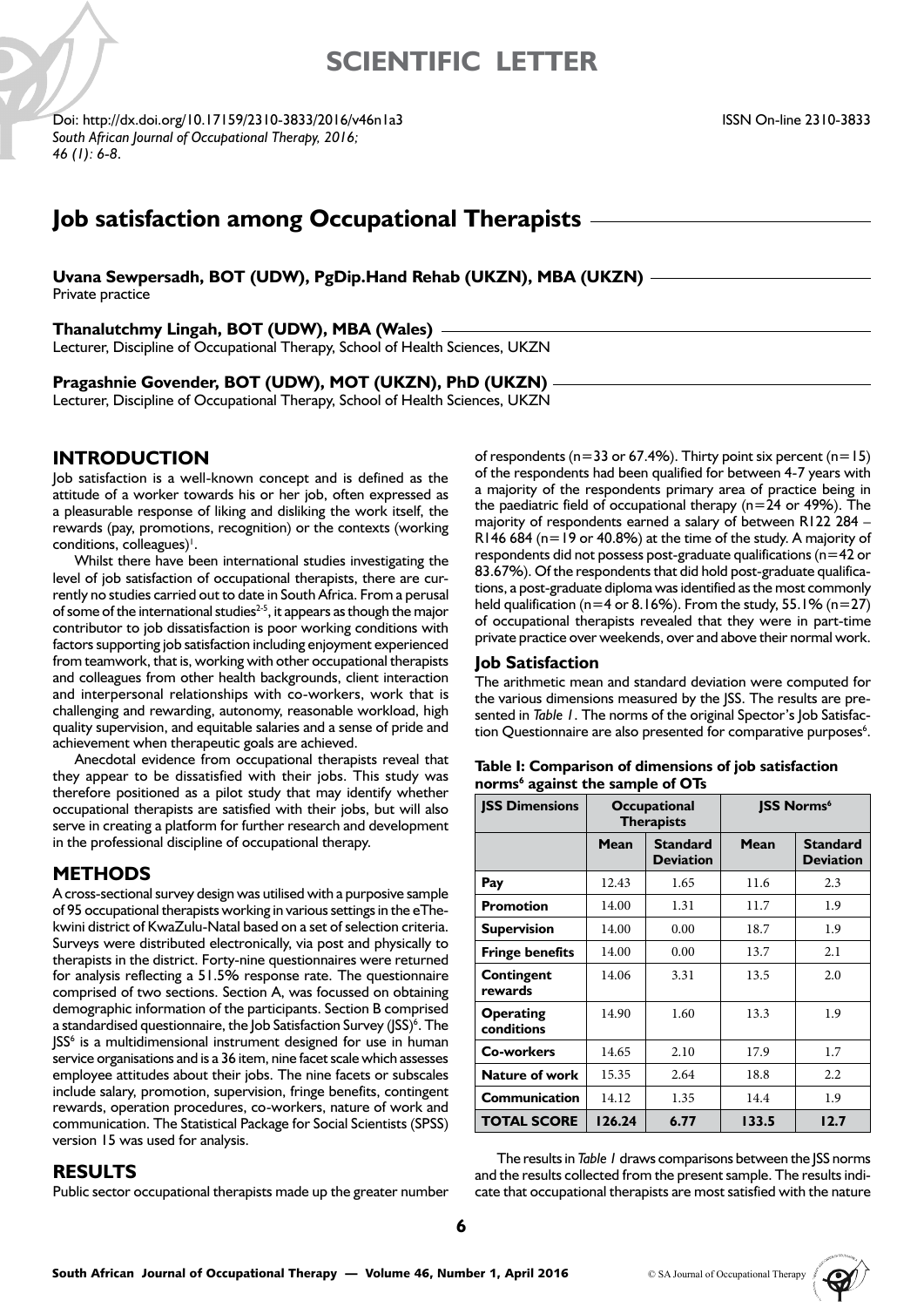SCIENTIFIC LETTER

Doi: http://dx.doi.org/10.17159/2310-3833/2016/v46n1a3
*South African Journal of Occupational Therapy, 2016; 46 (1): 6-8.*

ISSN On-line 2310-3833

# Job satisfaction among Occupational Therapists

**Uvana Sewpersadh, BOT (UDW), PgDip.Hand Rehab (UKZN), MBA (UKZN)**
Private practice

**Thanalutchmy Lingah, BOT (UDW), MBA (Wales)**
Lecturer, Discipline of Occupational Therapy, School of Health Sciences, UKZN

**Pragashnie Govender, BOT (UDW), MOT (UKZN), PhD (UKZN)**
Lecturer, Discipline of Occupational Therapy, School of Health Sciences, UKZN

## INTRODUCTION

Job satisfaction is a well-known concept and is defined as the attitude of a worker towards his or her job, often expressed as a pleasurable response of liking and disliking the work itself, the rewards (pay, promotions, recognition) or the contexts (working conditions, colleagues)[1].

Whilst there have been international studies investigating the level of job satisfaction of occupational therapists, there are currently no studies carried out to date in South Africa. From a perusal of some of the international studies[2-5], it appears as though the major contributor to job dissatisfaction is poor working conditions with factors supporting job satisfaction including enjoyment experienced from teamwork, that is, working with other occupational therapists and colleagues from other health backgrounds, client interaction and interpersonal relationships with co-workers, work that is challenging and rewarding, autonomy, reasonable workload, high quality supervision, and equitable salaries and a sense of pride and achievement when therapeutic goals are achieved.

Anecdotal evidence from occupational therapists reveal that they appear to be dissatisfied with their jobs. This study was therefore positioned as a pilot study that may identify whether occupational therapists are satisfied with their jobs, but will also serve in creating a platform for further research and development in the professional discipline of occupational therapy.

## METHODS

A cross-sectional survey design was utilised with a purposive sample of 95 occupational therapists working in various settings in the eThekwini district of KwaZulu-Natal based on a set of selection criteria. Surveys were distributed electronically, via post and physically to therapists in the district. Forty-nine questionnaires were returned for analysis reflecting a 51.5% response rate. The questionnaire comprised of two sections. Section A, was focussed on obtaining demographic information of the participants. Section B comprised a standardised questionnaire, the Job Satisfaction Survey (JSS)[6]. The JSS[6] is a multidimensional instrument designed for use in human service organisations and is a 36 item, nine facet scale which assesses employee attitudes about their jobs. The nine facets or subscales include salary, promotion, supervision, fringe benefits, contingent rewards, operation procedures, co-workers, nature of work and communication. The Statistical Package for Social Scientists (SPSS) version 15 was used for analysis.

## RESULTS

Public sector occupational therapists made up the greater number of respondents (n=33 or 67.4%). Thirty point six percent (n=15) of the respondents had been qualified for between 4-7 years with a majority of the respondents primary area of practice being in the paediatric field of occupational therapy (n=24 or 49%). The majority of respondents earned a salary of between R122 284 – R146 684 (n=19 or 40.8%) at the time of the study. A majority of respondents did not possess post-graduate qualifications (n=42 or 83.67%). Of the respondents that did hold post-graduate qualifications, a post-graduate diploma was identified as the most commonly held qualification (n=4 or 8.16%). From the study, 55.1% (n=27) of occupational therapists revealed that they were in part-time private practice over weekends, over and above their normal work.

### Job Satisfaction

The arithmetic mean and standard deviation were computed for the various dimensions measured by the JSS. The results are presented in *Table 1*. The norms of the original Spector's Job Satisfaction Questionnaire are also presented for comparative purposes[6].

**Table 1: Comparison of dimensions of job satisfaction norms[6] against the sample of OTs**

| JSS Dimensions | Occupational Therapists | | JSS Norms[6] | |
|---|---|---|---|---|
| | Mean | Standard Deviation | Mean | Standard Deviation |
| **Pay** | 12.43 | 1.65 | 11.6 | 2.3 |
| **Promotion** | 14.00 | 1.31 | 11.7 | 1.9 |
| **Supervision** | 14.00 | 0.00 | 18.7 | 1.9 |
| **Fringe benefits** | 14.00 | 0.00 | 13.7 | 2.1 |
| **Contingent rewards** | 14.06 | 3.31 | 13.5 | 2.0 |
| **Operating conditions** | 14.90 | 1.60 | 13.3 | 1.9 |
| **Co-workers** | 14.65 | 2.10 | 17.9 | 1.7 |
| **Nature of work** | 15.35 | 2.64 | 18.8 | 2.2 |
| **Communication** | 14.12 | 1.35 | 14.4 | 1.9 |
| **TOTAL SCORE** | **126.24** | **6.77** | **133.5** | **12.7** |

The results in *Table 1* draws comparisons between the JSS norms and the results collected from the present sample. The results indicate that occupational therapists are most satisfied with the nature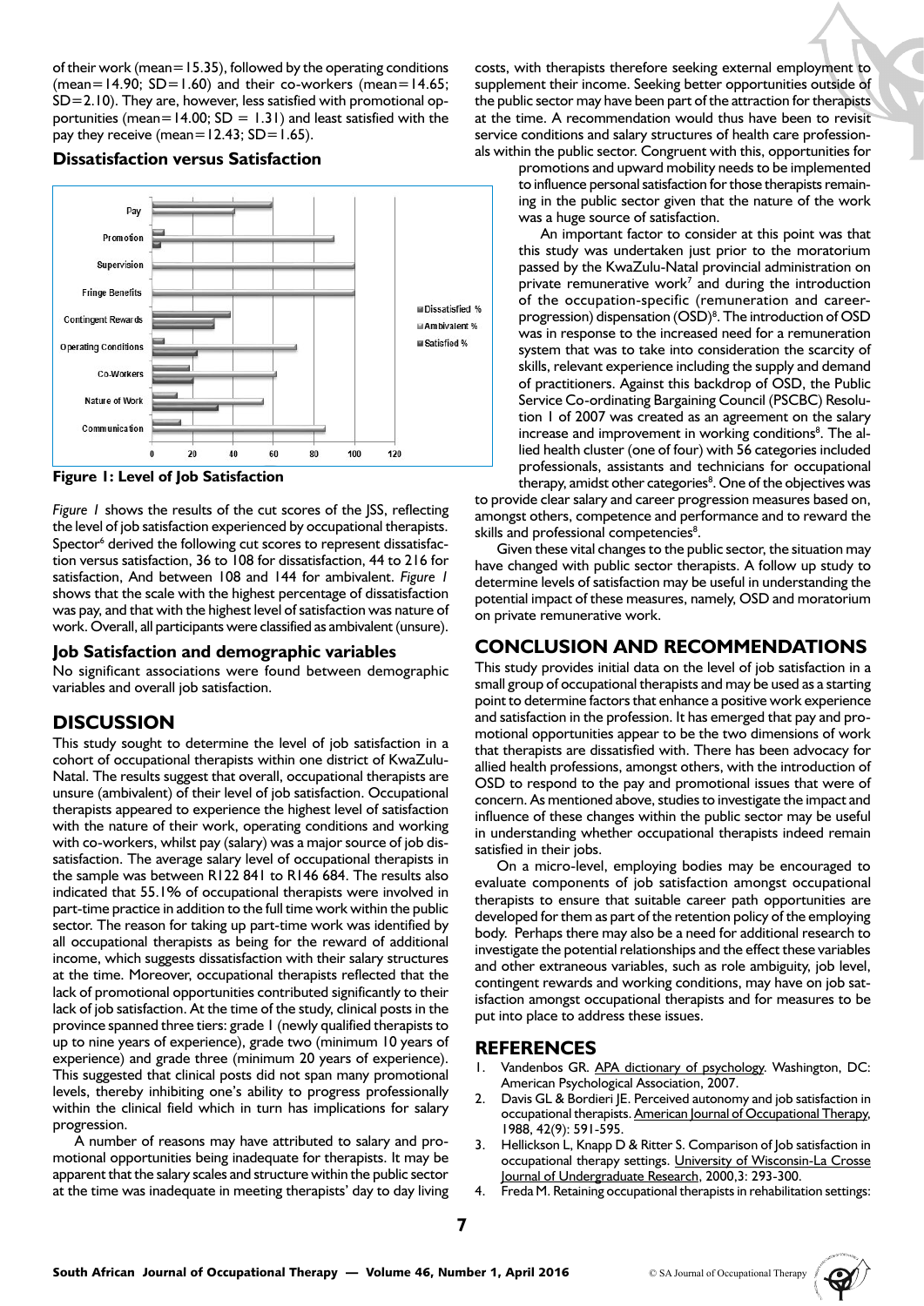of their work (mean=15.35), followed by the operating conditions (mean=14.90; SD=1.60) and their co-workers (mean=14.65; SD=2.10). They are, however, less satisfied with promotional opportunities (mean=14.00; SD = 1.31) and least satisfied with the pay they receive (mean=12.43; SD=1.65).

### Dissatisfaction versus Satisfaction

**Figure 1: Level of Job Satisfaction**

*Figure 1* shows the results of the cut scores of the JSS, reflecting the level of job satisfaction experienced by occupational therapists. Spector[6] derived the following cut scores to represent dissatisfaction versus satisfaction, 36 to 108 for dissatisfaction, 44 to 216 for satisfaction, And between 108 and 144 for ambivalent. *Figure 1* shows that the scale with the highest percentage of dissatisfaction was pay, and that with the highest level of satisfaction was nature of work. Overall, all participants were classified as ambivalent (unsure).

### Job Satisfaction and demographic variables

No significant associations were found between demographic variables and overall job satisfaction.

## DISCUSSION

This study sought to determine the level of job satisfaction in a cohort of occupational therapists within one district of KwaZulu-Natal. The results suggest that overall, occupational therapists are unsure (ambivalent) of their level of job satisfaction. Occupational therapists appeared to experience the highest level of satisfaction with the nature of their work, operating conditions and working with co-workers, whilst pay (salary) was a major source of job dissatisfaction. The average salary level of occupational therapists in the sample was between R122 841 to R146 684. The results also indicated that 55.1% of occupational therapists were involved in part-time practice in addition to the full time work within the public sector. The reason for taking up part-time work was identified by all occupational therapists as being for the reward of additional income, which suggests dissatisfaction with their salary structures at the time. Moreover, occupational therapists reflected that the lack of promotional opportunities contributed significantly to their lack of job satisfaction. At the time of the study, clinical posts in the province spanned three tiers: grade 1 (newly qualified therapists to up to nine years of experience), grade two (minimum 10 years of experience) and grade three (minimum 20 years of experience). This suggested that clinical posts did not span many promotional levels, thereby inhibiting one's ability to progress professionally within the clinical field which in turn has implications for salary progression.

A number of reasons may have attributed to salary and promotional opportunities being inadequate for therapists. It may be apparent that the salary scales and structure within the public sector at the time was inadequate in meeting therapists' day to day living costs, with therapists therefore seeking external employment to supplement their income. Seeking better opportunities outside of the public sector may have been part of the attraction for therapists at the time. A recommendation would thus have been to revisit service conditions and salary structures of health care professionals within the public sector. Congruent with this, opportunities for promotions and upward mobility needs to be implemented to influence personal satisfaction for those therapists remaining in the public sector given that the nature of the work was a huge source of satisfaction.

An important factor to consider at this point was that this study was undertaken just prior to the moratorium passed by the KwaZulu-Natal provincial administration on private remunerative work[7] and during the introduction of the occupation-specific (remuneration and career-progression) dispensation (OSD)[8]. The introduction of OSD was in response to the increased need for a remuneration system that was to take into consideration the scarcity of skills, relevant experience including the supply and demand of practitioners. Against this backdrop of OSD, the Public Service Co-ordinating Bargaining Council (PSCBC) Resolution 1 of 2007 was created as an agreement on the salary increase and improvement in working conditions[8]. The allied health cluster (one of four) with 56 categories included professionals, assistants and technicians for occupational therapy, amidst other categories[8]. One of the objectives was to provide clear salary and career progression measures based on, amongst others, competence and performance and to reward the skills and professional competencies[8].

Given these vital changes to the public sector, the situation may have changed with public sector therapists. A follow up study to determine levels of satisfaction may be useful in understanding the potential impact of these measures, namely, OSD and moratorium on private remunerative work.

## CONCLUSION AND RECOMMENDATIONS

This study provides initial data on the level of job satisfaction in a small group of occupational therapists and may be used as a starting point to determine factors that enhance a positive work experience and satisfaction in the profession. It has emerged that pay and promotional opportunities appear to be the two dimensions of work that therapists are dissatisfied with. There has been advocacy for allied health professions, amongst others, with the introduction of OSD to respond to the pay and promotional issues that were of concern. As mentioned above, studies to investigate the impact and influence of these changes within the public sector may be useful in understanding whether occupational therapists indeed remain satisfied in their jobs.

On a micro-level, employing bodies may be encouraged to evaluate components of job satisfaction amongst occupational therapists to ensure that suitable career path opportunities are developed for them as part of the retention policy of the employing body. Perhaps there may also be a need for additional research to investigate the potential relationships and the effect these variables and other extraneous variables, such as role ambiguity, job level, contingent rewards and working conditions, may have on job satisfaction amongst occupational therapists and for measures to be put into place to address these issues.

## REFERENCES

1. Vandenbos GR. APA dictionary of psychology. Washington, DC: American Psychological Association, 2007.
2. Davis GL & Bordieri JE. Perceived autonomy and job satisfaction in occupational therapists. American Journal of Occupational Therapy, 1988, 42(9): 591-595.
3. Hellickson L, Knapp D & Ritter S. Comparison of Job satisfaction in occupational therapy settings. University of Wisconsin-La Crosse Journal of Undergraduate Research, 2000,3: 293-300.
4. Freda M. Retaining occupational therapists in rehabilitation settings: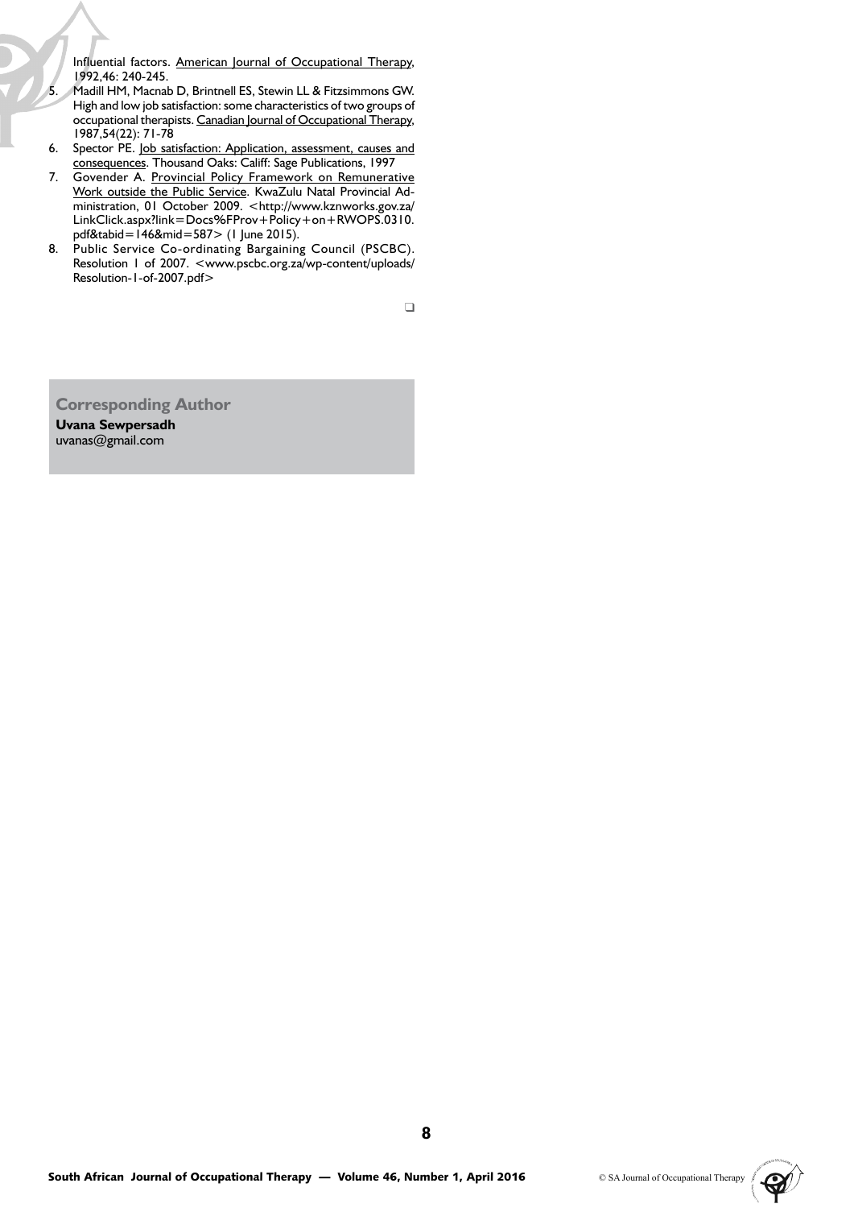Influential factors. American Journal of Occupational Therapy, 1992,46: 240-245.

5. Madill HM, Macnab D, Brintnell ES, Stewin LL & Fitzsimmons GW. High and low job satisfaction: some characteristics of two groups of occupational therapists. Canadian Journal of Occupational Therapy, 1987,54(22): 71-78
6. Spector PE. Job satisfaction: Application, assessment, causes and consequences. Thousand Oaks: Calif: Sage Publications, 1997
7. Govender A. Provincial Policy Framework on Remunerative Work outside the Public Service. KwaZulu Natal Provincial Administration, 01 October 2009. <http://www.kznworks.gov.za/LinkClick.aspx?link=Docs%FProv+Policy+on+RWOPS.0310.pdf&tabid=146&mid=587> (1 June 2015).
8. Public Service Co-ordinating Bargaining Council (PSCBC). Resolution 1 of 2007. <www.pscbc.org.za/wp-content/uploads/Resolution-1-of-2007.pdf>

❑

**Corresponding Author**

**Uvana Sewpersadh**
uvanas@gmail.com